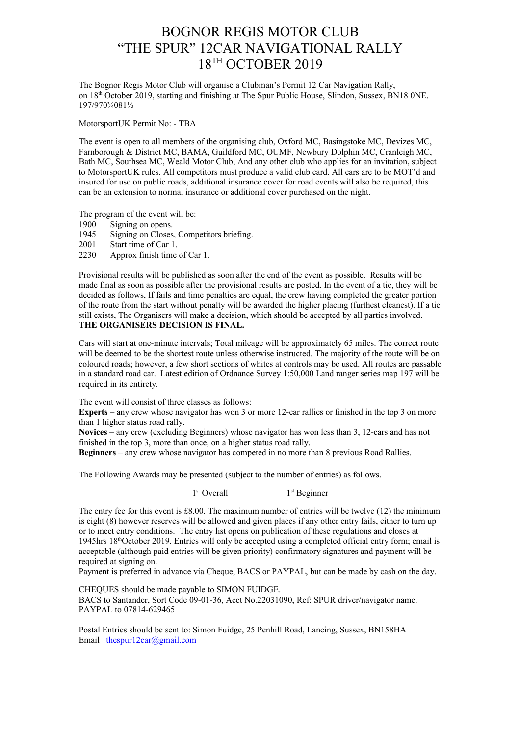# BOGNOR REGIS MOTOR CLUB
# "THE SPUR" 12CAR NAVIGATIONAL RALLY
# 18TH OCTOBER 2019

The Bognor Regis Motor Club will organise a Clubman's Permit 12 Car Navigation Rally, on 18th October 2019, starting and finishing at The Spur Public House, Slindon, Sussex, BN18 0NE. 197/970¾081½

MotorsportUK Permit No: - TBA

The event is open to all members of the organising club, Oxford MC, Basingstoke MC, Devizes MC, Farnborough & District MC, BAMA, Guildford MC, OUMF, Newbury Dolphin MC, Cranleigh MC, Bath MC, Southsea MC, Weald Motor Club, And any other club who applies for an invitation, subject to MotorsportUK rules. All competitors must produce a valid club card. All cars are to be MOT'd and insured for use on public roads, additional insurance cover for road events will also be required, this can be an extension to normal insurance or additional cover purchased on the night.

The program of the event will be:

1900 Signing on opens.
1945 Signing on Closes, Competitors briefing.
2001 Start time of Car 1.
2230 Approx finish time of Car 1.

Provisional results will be published as soon after the end of the event as possible. Results will be made final as soon as possible after the provisional results are posted. In the event of a tie, they will be decided as follows, If fails and time penalties are equal, the crew having completed the greater portion of the route from the start without penalty will be awarded the higher placing (furthest cleanest). If a tie still exists, The Organisers will make a decision, which should be accepted by all parties involved.
**THE ORGANISERS DECISION IS FINAL.**

Cars will start at one-minute intervals; Total mileage will be approximately 65 miles. The correct route will be deemed to be the shortest route unless otherwise instructed. The majority of the route will be on coloured roads; however, a few short sections of whites at controls may be used. All routes are passable in a standard road car. Latest edition of Ordnance Survey 1:50,000 Land ranger series map 197 will be required in its entirety.

The event will consist of three classes as follows:

**Experts** – any crew whose navigator has won 3 or more 12-car rallies or finished in the top 3 on more than 1 higher status road rally.
**Novices** – any crew (excluding Beginners) whose navigator has won less than 3, 12-cars and has not finished in the top 3, more than once, on a higher status road rally.
**Beginners** – any crew whose navigator has competed in no more than 8 previous Road Rallies.

The Following Awards may be presented (subject to the number of entries) as follows.

1st Overall 1st Beginner

The entry fee for this event is £8.00. The maximum number of entries will be twelve (12) the minimum is eight (8) however reserves will be allowed and given places if any other entry fails, either to turn up or to meet entry conditions. The entry list opens on publication of these regulations and closes at 1945hrs 18thOctober 2019. Entries will only be accepted using a completed official entry form; email is acceptable (although paid entries will be given priority) confirmatory signatures and payment will be required at signing on.
Payment is preferred in advance via Cheque, BACS or PAYPAL, but can be made by cash on the day.

CHEQUES should be made payable to SIMON FUIDGE.
BACS to Santander, Sort Code 09-01-36, Acct No.22031090, Ref: SPUR driver/navigator name.
PAYPAL to 07814-629465

Postal Entries should be sent to: Simon Fuidge, 25 Penhill Road, Lancing, Sussex, BN158HA
Email thespur12car@gmail.com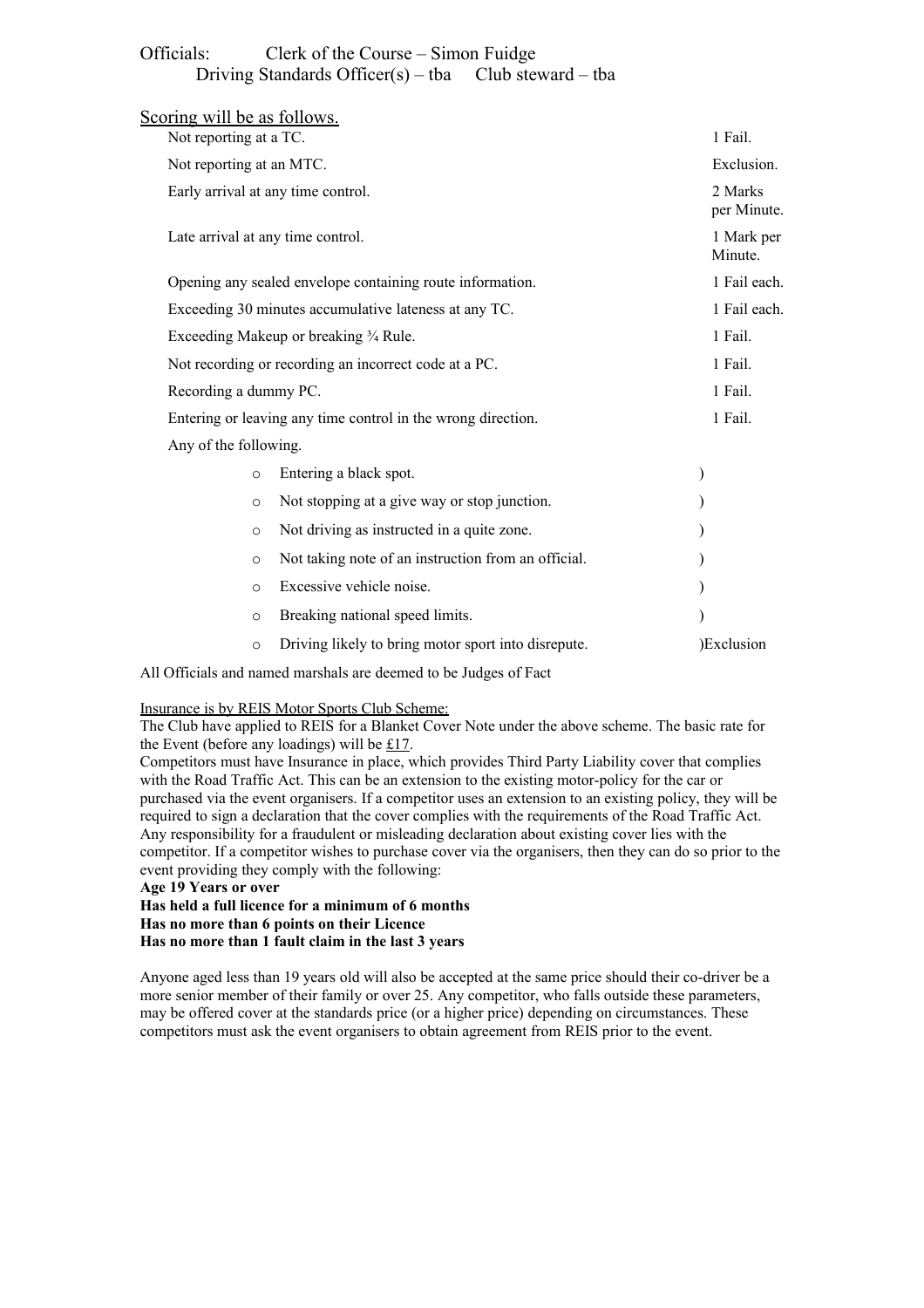Officials: Clerk of the Course – Simon Fuidge
Driving Standards Officer(s) – tba Club steward – tba

Scoring will be as follows.

| | |
|---|---|
| Not reporting at a TC. | 1 Fail. |
| Not reporting at an MTC. | Exclusion. |
| Early arrival at any time control. | 2 Marks per Minute. |
| Late arrival at any time control. | 1 Mark per Minute. |
| Opening any sealed envelope containing route information. | 1 Fail each. |
| Exceeding 30 minutes accumulative lateness at any TC. | 1 Fail each. |
| Exceeding Makeup or breaking ¾ Rule. | 1 Fail. |
| Not recording or recording an incorrect code at a PC. | 1 Fail. |
| Recording a dummy PC. | 1 Fail. |
| Entering or leaving any time control in the wrong direction. | 1 Fail. |
| Any of the following. | |
| ○ Entering a black spot. | ) |
| ○ Not stopping at a give way or stop junction. | ) |
| ○ Not driving as instructed in a quite zone. | ) |
| ○ Not taking note of an instruction from an official. | ) |
| ○ Excessive vehicle noise. | ) |
| ○ Breaking national speed limits. | ) |
| ○ Driving likely to bring motor sport into disrepute. | )Exclusion |

All Officials and named marshals are deemed to be Judges of Fact

Insurance is by REIS Motor Sports Club Scheme:
The Club have applied to REIS for a Blanket Cover Note under the above scheme. The basic rate for the Event (before any loadings) will be £17.
Competitors must have Insurance in place, which provides Third Party Liability cover that complies with the Road Traffic Act. This can be an extension to the existing motor-policy for the car or purchased via the event organisers. If a competitor uses an extension to an existing policy, they will be required to sign a declaration that the cover complies with the requirements of the Road Traffic Act. Any responsibility for a fraudulent or misleading declaration about existing cover lies with the competitor. If a competitor wishes to purchase cover via the organisers, then they can do so prior to the event providing they comply with the following:

**Age 19 Years or over**
**Has held a full licence for a minimum of 6 months**
**Has no more than 6 points on their Licence**
**Has no more than 1 fault claim in the last 3 years**

Anyone aged less than 19 years old will also be accepted at the same price should their co-driver be a more senior member of their family or over 25. Any competitor, who falls outside these parameters, may be offered cover at the standards price (or a higher price) depending on circumstances. These competitors must ask the event organisers to obtain agreement from REIS prior to the event.